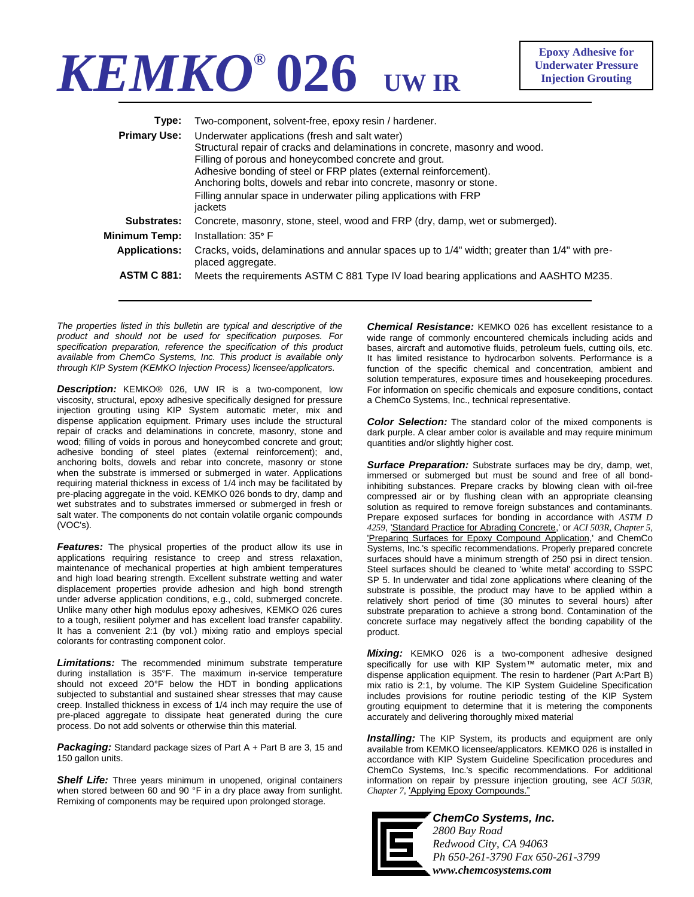# KEMKO® 026 UW IR

**Epoxy Adhesive for Underwater Pressure Injection Grouting**

| | |
|---|---|
| **Type:** | Two-component, solvent-free, epoxy resin / hardener. |
| **Primary Use:** | Underwater applications (fresh and salt water)<br>Structural repair of cracks and delaminations in concrete, masonry and wood.<br>Filling of porous and honeycombed concrete and grout.<br>Adhesive bonding of steel or FRP plates (external reinforcement).<br>Anchoring bolts, dowels and rebar into concrete, masonry or stone.<br>Filling annular space in underwater piling applications with FRP jackets |
| **Substrates:** | Concrete, masonry, stone, steel, wood and FRP (dry, damp, wet or submerged). |
| **Minimum Temp:** | Installation: 35° F |
| **Applications:** | Cracks, voids, delaminations and annular spaces up to 1/4" width; greater than 1/4" with pre-placed aggregate. |
| **ASTM C 881:** | Meets the requirements ASTM C 881 Type IV load bearing applications and AASHTO M235. |

*The properties listed in this bulletin are typical and descriptive of the product and should not be used for specification purposes. For specification preparation, reference the specification of this product available from ChemCo Systems, Inc. This product is available only through KIP System (KEMKO Injection Process) licensee/applicators.*

***Description:*** KEMKO® 026, UW IR is a two-component, low viscosity, structural, epoxy adhesive specifically designed for pressure injection grouting using KIP System automatic meter, mix and dispense application equipment. Primary uses include the structural repair of cracks and delaminations in concrete, masonry, stone and wood; filling of voids in porous and honeycombed concrete and grout; adhesive bonding of steel plates (external reinforcement); and, anchoring bolts, dowels and rebar into concrete, masonry or stone when the substrate is immersed or submerged in water. Applications requiring material thickness in excess of 1/4 inch may be facilitated by pre-placing aggregate in the void. KEMKO 026 bonds to dry, damp and wet substrates and to substrates immersed or submerged in fresh or salt water. The components do not contain volatile organic compounds (VOC's).

***Features:*** The physical properties of the product allow its use in applications requiring resistance to creep and stress relaxation, maintenance of mechanical properties at high ambient temperatures and high load bearing strength. Excellent substrate wetting and water displacement properties provide adhesion and high bond strength under adverse application conditions, e.g., cold, submerged concrete. Unlike many other high modulus epoxy adhesives, KEMKO 026 cures to a tough, resilient polymer and has excellent load transfer capability. It has a convenient 2:1 (by vol.) mixing ratio and employs special colorants for contrasting component color.

***Limitations:*** The recommended minimum substrate temperature during installation is 35°F. The maximum in-service temperature should not exceed 20°F below the HDT in bonding applications subjected to substantial and sustained shear stresses that may cause creep. Installed thickness in excess of 1/4 inch may require the use of pre-placed aggregate to dissipate heat generated during the cure process. Do not add solvents or otherwise thin this material.

***Packaging:*** Standard package sizes of Part A + Part B are 3, 15 and 150 gallon units.

***Shelf Life:*** Three years minimum in unopened, original containers when stored between 60 and 90 °F in a dry place away from sunlight. Remixing of components may be required upon prolonged storage.

***Chemical Resistance:*** KEMKO 026 has excellent resistance to a wide range of commonly encountered chemicals including acids and bases, aircraft and automotive fluids, petroleum fuels, cutting oils, etc. It has limited resistance to hydrocarbon solvents. Performance is a function of the specific chemical and concentration, ambient and solution temperatures, exposure times and housekeeping procedures. For information on specific chemicals and exposure conditions, contact a ChemCo Systems, Inc., technical representative.

***Color Selection:*** The standard color of the mixed components is dark purple. A clear amber color is available and may require minimum quantities and/or slightly higher cost.

***Surface Preparation:*** Substrate surfaces may be dry, damp, wet, immersed or submerged but must be sound and free of all bond-inhibiting substances. Prepare cracks by blowing clean with oil-free compressed air or by flushing clean with an appropriate cleansing solution as required to remove foreign substances and contaminants. Prepare exposed surfaces for bonding in accordance with *ASTM D 4259*, 'Standard Practice for Abrading Concrete,' or *ACI 503R, Chapter 5*, 'Preparing Surfaces for Epoxy Compound Application,' and ChemCo Systems, Inc.'s specific recommendations. Properly prepared concrete surfaces should have a minimum strength of 250 psi in direct tension. Steel surfaces should be cleaned to 'white metal' according to SSPC SP 5. In underwater and tidal zone applications where cleaning of the substrate is possible, the product may have to be applied within a relatively short period of time (30 minutes to several hours) after substrate preparation to achieve a strong bond. Contamination of the concrete surface may negatively affect the bonding capability of the product.

***Mixing:*** KEMKO 026 is a two-component adhesive designed specifically for use with KIP System™ automatic meter, mix and dispense application equipment. The resin to hardener (Part A:Part B) mix ratio is 2:1, by volume. The KIP System Guideline Specification includes provisions for routine periodic testing of the KIP System grouting equipment to determine that it is metering the components accurately and delivering thoroughly mixed material

***Installing:*** The KIP System, its products and equipment are only available from KEMKO licensee/applicators. KEMKO 026 is installed in accordance with KIP System Guideline Specification procedures and ChemCo Systems, Inc.'s specific recommendations. For additional information on repair by pressure injection grouting, see *ACI 503R, Chapter 7*, 'Applying Epoxy Compounds.'

***ChemCo Systems, Inc.***
*2800 Bay Road*
*Redwood City, CA 94063*
*Ph 650-261-3790 Fax 650-261-3799*
***www.chemcosystems.com***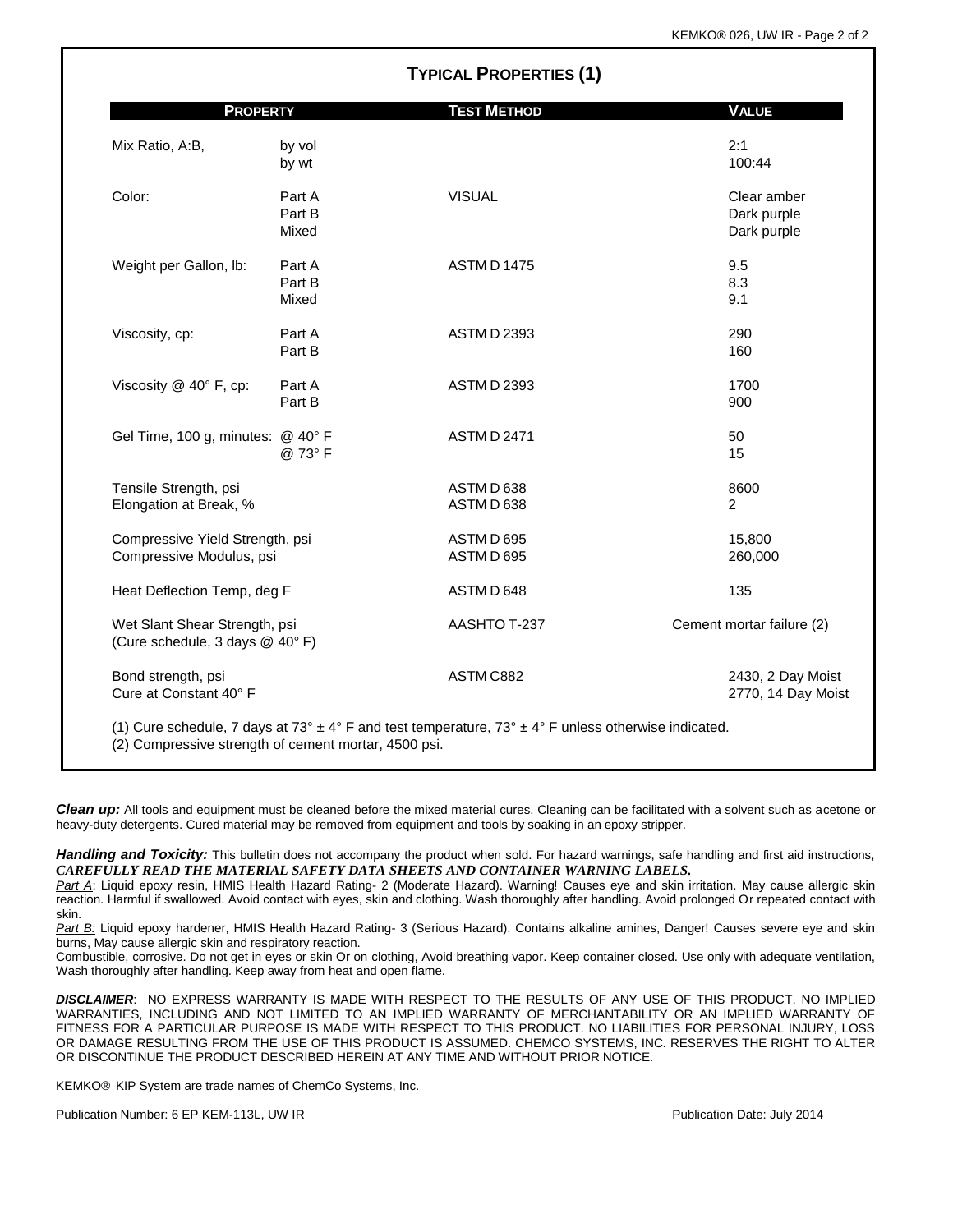## Typical Properties (1)

| Property | | Test Method | Value |
|---|---|---|---|
| Mix Ratio, A:B, | by vol | | 2:1 |
| | by wt | | 100:44 |
| Color: | Part A | VISUAL | Clear amber |
| | Part B | | Dark purple |
| | Mixed | | Dark purple |
| Weight per Gallon, lb: | Part A | ASTM D 1475 | 9.5 |
| | Part B | | 8.3 |
| | Mixed | | 9.1 |
| Viscosity, cp: | Part A | ASTM D 2393 | 290 |
| | Part B | | 160 |
| Viscosity @ 40° F, cp: | Part A | ASTM D 2393 | 1700 |
| | Part B | | 900 |
| Gel Time, 100 g, minutes: | @ 40° F | ASTM D 2471 | 50 |
| | @ 73° F | | 15 |
| Tensile Strength, psi | | ASTM D 638 | 8600 |
| Elongation at Break, % | | ASTM D 638 | 2 |
| Compressive Yield Strength, psi | | ASTM D 695 | 15,800 |
| Compressive Modulus, psi | | ASTM D 695 | 260,000 |
| Heat Deflection Temp, deg F | | ASTM D 648 | 135 |
| Wet Slant Shear Strength, psi (Cure schedule, 3 days @ 40° F) | | AASHTO T-237 | Cement mortar failure (2) |
| Bond strength, psi Cure at Constant 40° F | | ASTM C882 | 2430, 2 Day Moist<br>2770, 14 Day Moist |

(1) Cure schedule, 7 days at 73° ± 4° F and test temperature, 73° ± 4° F unless otherwise indicated.
(2) Compressive strength of cement mortar, 4500 psi.

***Clean up:*** All tools and equipment must be cleaned before the mixed material cures. Cleaning can be facilitated with a solvent such as acetone or heavy-duty detergents. Cured material may be removed from equipment and tools by soaking in an epoxy stripper.

***Handling and Toxicity:*** This bulletin does not accompany the product when sold. For hazard warnings, safe handling and first aid instructions, ***CAREFULLY READ THE MATERIAL SAFETY DATA SHEETS AND CONTAINER WARNING LABELS.***

*Part A*: Liquid epoxy resin, HMIS Health Hazard Rating- 2 (Moderate Hazard). Warning! Causes eye and skin irritation. May cause allergic skin reaction. Harmful if swallowed. Avoid contact with eyes, skin and clothing. Wash thoroughly after handling. Avoid prolonged Or repeated contact with skin.

*Part B:* Liquid epoxy hardener, HMIS Health Hazard Rating- 3 (Serious Hazard). Contains alkaline amines, Danger! Causes severe eye and skin burns, May cause allergic skin and respiratory reaction.

Combustible, corrosive. Do not get in eyes or skin Or on clothing, Avoid breathing vapor. Keep container closed. Use only with adequate ventilation, Wash thoroughly after handling. Keep away from heat and open flame.

***DISCLAIMER***: NO EXPRESS WARRANTY IS MADE WITH RESPECT TO THE RESULTS OF ANY USE OF THIS PRODUCT. NO IMPLIED WARRANTIES, INCLUDING AND NOT LIMITED TO AN IMPLIED WARRANTY OF MERCHANTABILITY OR AN IMPLIED WARRANTY OF FITNESS FOR A PARTICULAR PURPOSE IS MADE WITH RESPECT TO THIS PRODUCT. NO LIABILITIES FOR PERSONAL INJURY, LOSS OR DAMAGE RESULTING FROM THE USE OF THIS PRODUCT IS ASSUMED. CHEMCO SYSTEMS, INC. RESERVES THE RIGHT TO ALTER OR DISCONTINUE THE PRODUCT DESCRIBED HEREIN AT ANY TIME AND WITHOUT PRIOR NOTICE.

KEMKO® KIP System are trade names of ChemCo Systems, Inc.

Publication Number: 6 EP KEM-113L, UW IR

Publication Date: July 2014